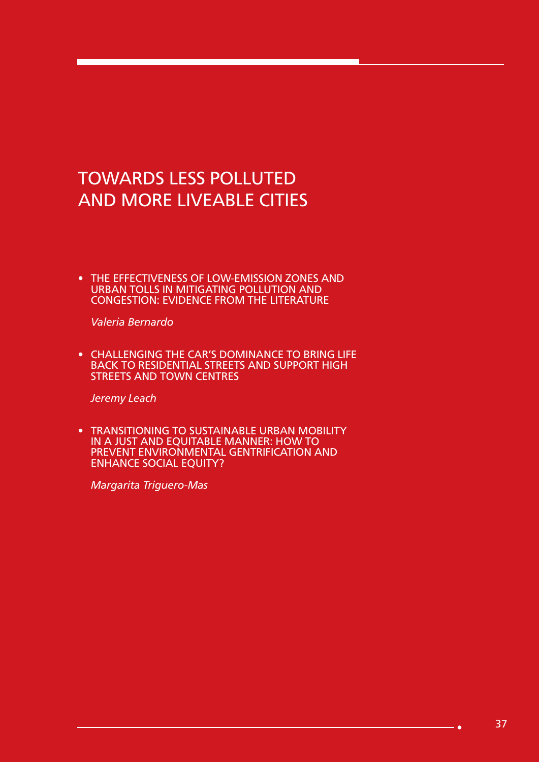# TOWARDS LESS POLLUTED AND MORE LIVEABLE CITIES

- THE EFFECTIVENESS OF LOW-EMISSION ZONES AND URBAN TOLLS IN MITIGATING POLLUTION AND CONGESTION: EVIDENCE FROM THE LITERATURE

  *Valeria Bernardo*

- CHALLENGING THE CAR'S DOMINANCE TO BRING LIFE BACK TO RESIDENTIAL STREETS AND SUPPORT HIGH STREETS AND TOWN CENTRES

  *Jeremy Leach*

- TRANSITIONING TO SUSTAINABLE URBAN MOBILITY IN A JUST AND EQUITABLE MANNER: HOW TO PREVENT ENVIRONMENTAL GENTRIFICATION AND ENHANCE SOCIAL EQUITY?

  *Margarita Triguero-Mas*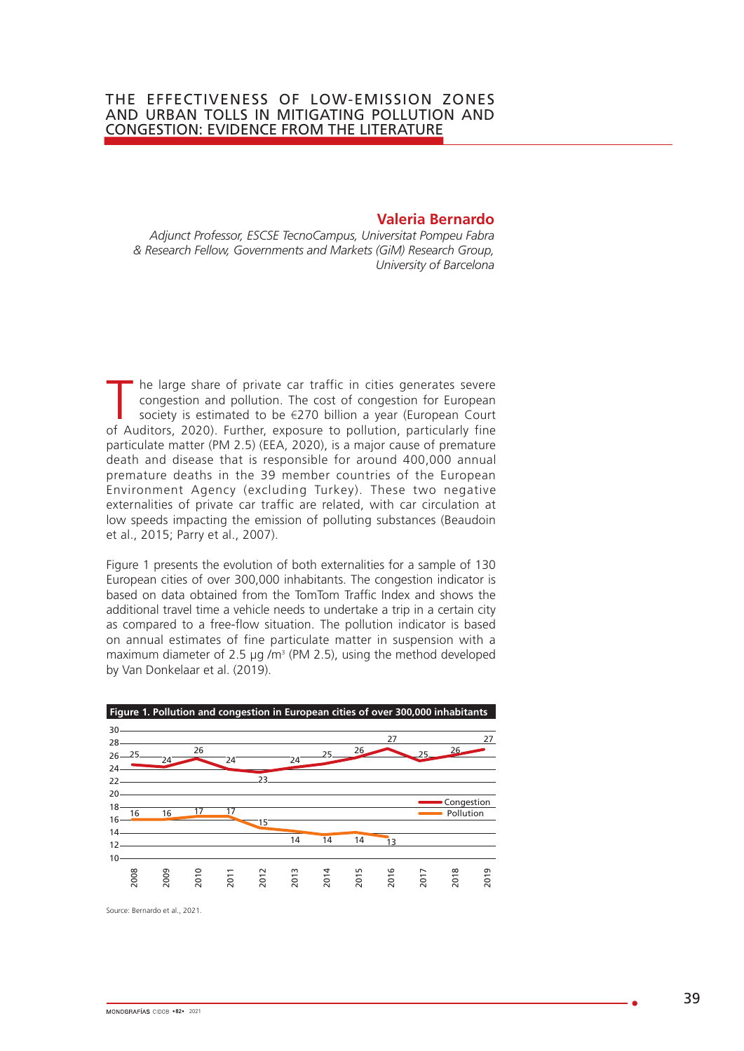# THE EFFECTIVENESS OF LOW-EMISSION ZONES AND URBAN TOLLS IN MITIGATING POLLUTION AND CONGESTION: EVIDENCE FROM THE LITERATURE

**Valeria Bernardo**

*Adjunct Professor, ESCSE TecnoCampus, Universitat Pompeu Fabra & Research Fellow, Governments and Markets (GiM) Research Group, University of Barcelona*

The large share of private car traffic in cities generates severe congestion and pollution. The cost of congestion for European society is estimated to be €270 billion a year (European Court of Auditors, 2020). Further, exposure to pollution, particularly fine particulate matter (PM 2.5) (EEA, 2020), is a major cause of premature death and disease that is responsible for around 400,000 annual premature deaths in the 39 member countries of the European Environment Agency (excluding Turkey). These two negative externalities of private car traffic are related, with car circulation at low speeds impacting the emission of polluting substances (Beaudoin et al., 2015; Parry et al., 2007).

Figure 1 presents the evolution of both externalities for a sample of 130 European cities of over 300,000 inhabitants. The congestion indicator is based on data obtained from the TomTom Traffic Index and shows the additional travel time a vehicle needs to undertake a trip in a certain city as compared to a free-flow situation. The pollution indicator is based on annual estimates of fine particulate matter in suspension with a maximum diameter of 2.5 µg /m³ (PM 2.5), using the method developed by Van Donkelaar et al. (2019).

**Figure 1. Pollution and congestion in European cities of over 300,000 inhabitants**

Congestion: 25, 24, 26, 24, 23, 24, 25, 26, 27, 25, 26, 27
Pollution: 16, 16, 17, 17, 15, 14, 14, 14, 13
2008, 2009, 2010, 2011, 2012, 2013, 2014, 2015, 2016, 2017, 2018, 2019

Source: Bernardo et al., 2021.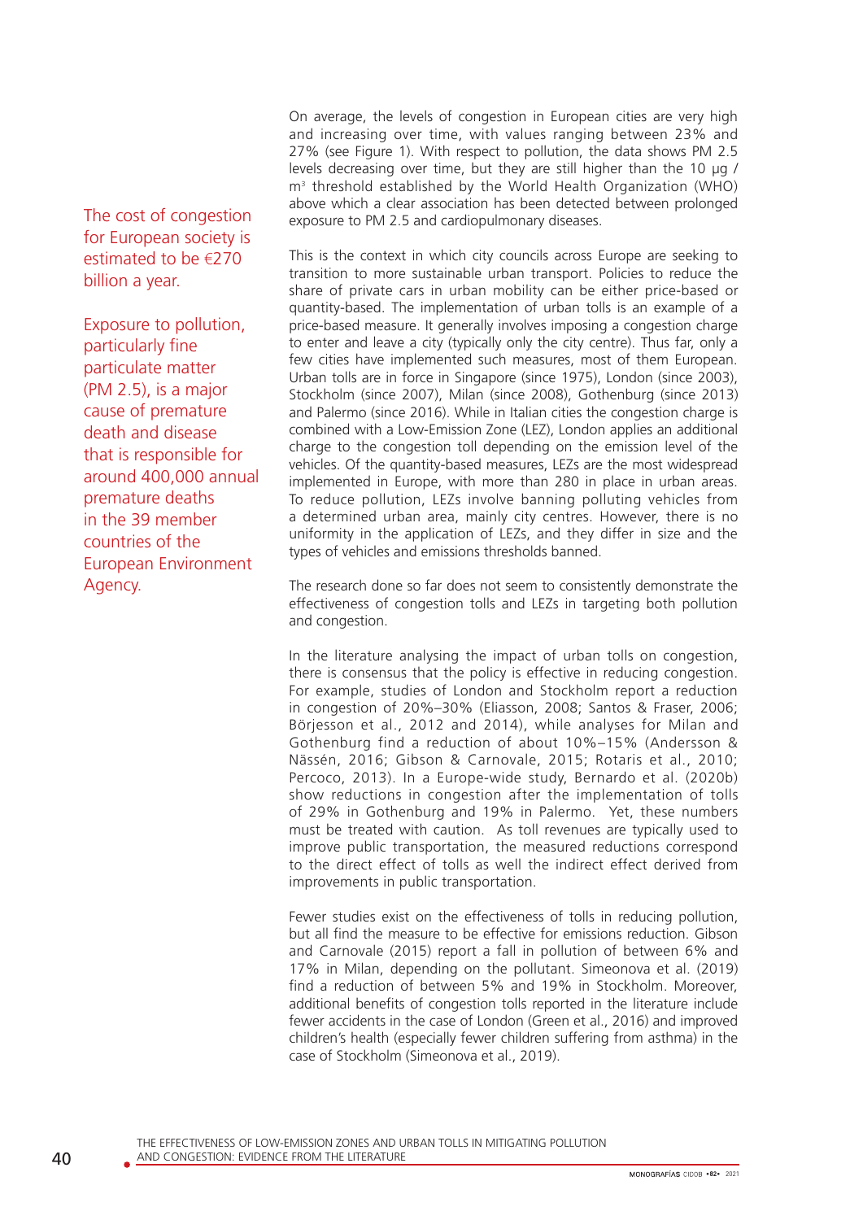> The cost of congestion for European society is estimated to be €270 billion a year.

> Exposure to pollution, particularly fine particulate matter (PM 2.5), is a major cause of premature death and disease that is responsible for around 400,000 annual premature deaths in the 39 member countries of the European Environment Agency.

On average, the levels of congestion in European cities are very high and increasing over time, with values ranging between 23% and 27% (see Figure 1). With respect to pollution, the data shows PM 2.5 levels decreasing over time, but they are still higher than the 10 µg / $m^3$ threshold established by the World Health Organization (WHO) above which a clear association has been detected between prolonged exposure to PM 2.5 and cardiopulmonary diseases.

This is the context in which city councils across Europe are seeking to transition to more sustainable urban transport. Policies to reduce the share of private cars in urban mobility can be either price-based or quantity-based. The implementation of urban tolls is an example of a price-based measure. It generally involves imposing a congestion charge to enter and leave a city (typically only the city centre). Thus far, only a few cities have implemented such measures, most of them European. Urban tolls are in force in Singapore (since 1975), London (since 2003), Stockholm (since 2007), Milan (since 2008), Gothenburg (since 2013) and Palermo (since 2016). While in Italian cities the congestion charge is combined with a Low-Emission Zone (LEZ), London applies an additional charge to the congestion toll depending on the emission level of the vehicles. Of the quantity-based measures, LEZs are the most widespread implemented in Europe, with more than 280 in place in urban areas. To reduce pollution, LEZs involve banning polluting vehicles from a determined urban area, mainly city centres. However, there is no uniformity in the application of LEZs, and they differ in size and the types of vehicles and emissions thresholds banned.

The research done so far does not seem to consistently demonstrate the effectiveness of congestion tolls and LEZs in targeting both pollution and congestion.

In the literature analysing the impact of urban tolls on congestion, there is consensus that the policy is effective in reducing congestion. For example, studies of London and Stockholm report a reduction in congestion of 20%–30% (Eliasson, 2008; Santos & Fraser, 2006; Börjesson et al., 2012 and 2014), while analyses for Milan and Gothenburg find a reduction of about 10%–15% (Andersson & Nässén, 2016; Gibson & Carnovale, 2015; Rotaris et al., 2010; Percoco, 2013). In a Europe-wide study, Bernardo et al. (2020b) show reductions in congestion after the implementation of tolls of 29% in Gothenburg and 19% in Palermo. Yet, these numbers must be treated with caution. As toll revenues are typically used to improve public transportation, the measured reductions correspond to the direct effect of tolls as well the indirect effect derived from improvements in public transportation.

Fewer studies exist on the effectiveness of tolls in reducing pollution, but all find the measure to be effective for emissions reduction. Gibson and Carnovale (2015) report a fall in pollution of between 6% and 17% in Milan, depending on the pollutant. Simeonova et al. (2019) find a reduction of between 5% and 19% in Stockholm. Moreover, additional benefits of congestion tolls reported in the literature include fewer accidents in the case of London (Green et al., 2016) and improved children's health (especially fewer children suffering from asthma) in the case of Stockholm (Simeonova et al., 2019).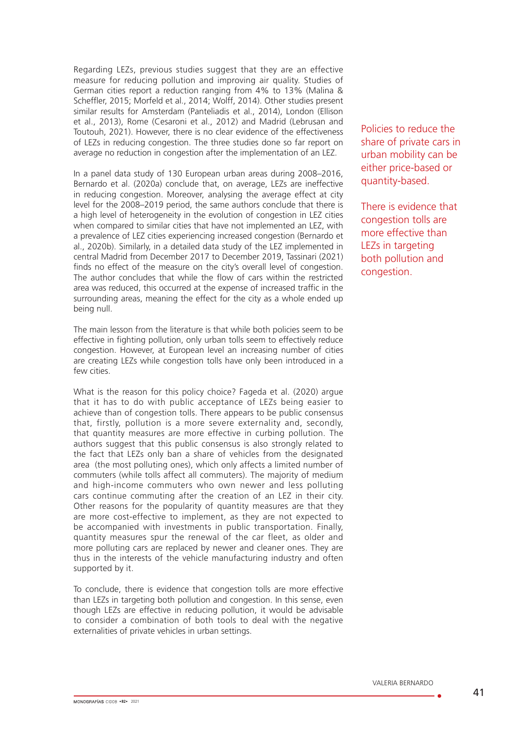Regarding LEZs, previous studies suggest that they are an effective measure for reducing pollution and improving air quality. Studies of German cities report a reduction ranging from 4% to 13% (Malina & Scheffler, 2015; Morfeld et al., 2014; Wolff, 2014). Other studies present similar results for Amsterdam (Panteliadis et al., 2014), London (Ellison et al., 2013), Rome (Cesaroni et al., 2012) and Madrid (Lebrusan and Toutouh, 2021). However, there is no clear evidence of the effectiveness of LEZs in reducing congestion. The three studies done so far report on average no reduction in congestion after the implementation of an LEZ.

Policies to reduce the share of private cars in urban mobility can be either price-based or quantity-based.

There is evidence that congestion tolls are more effective than LEZs in targeting both pollution and congestion.

In a panel data study of 130 European urban areas during 2008–2016, Bernardo et al. (2020a) conclude that, on average, LEZs are ineffective in reducing congestion. Moreover, analysing the average effect at city level for the 2008–2019 period, the same authors conclude that there is a high level of heterogeneity in the evolution of congestion in LEZ cities when compared to similar cities that have not implemented an LEZ, with a prevalence of LEZ cities experiencing increased congestion (Bernardo et al., 2020b). Similarly, in a detailed data study of the LEZ implemented in central Madrid from December 2017 to December 2019, Tassinari (2021) finds no effect of the measure on the city's overall level of congestion. The author concludes that while the flow of cars within the restricted area was reduced, this occurred at the expense of increased traffic in the surrounding areas, meaning the effect for the city as a whole ended up being null.

The main lesson from the literature is that while both policies seem to be effective in fighting pollution, only urban tolls seem to effectively reduce congestion. However, at European level an increasing number of cities are creating LEZs while congestion tolls have only been introduced in a few cities.

What is the reason for this policy choice? Fageda et al. (2020) argue that it has to do with public acceptance of LEZs being easier to achieve than of congestion tolls. There appears to be public consensus that, firstly, pollution is a more severe externality and, secondly, that quantity measures are more effective in curbing pollution. The authors suggest that this public consensus is also strongly related to the fact that LEZs only ban a share of vehicles from the designated area (the most polluting ones), which only affects a limited number of commuters (while tolls affect all commuters). The majority of medium and high-income commuters who own newer and less polluting cars continue commuting after the creation of an LEZ in their city. Other reasons for the popularity of quantity measures are that they are more cost-effective to implement, as they are not expected to be accompanied with investments in public transportation. Finally, quantity measures spur the renewal of the car fleet, as older and more polluting cars are replaced by newer and cleaner ones. They are thus in the interests of the vehicle manufacturing industry and often supported by it.

To conclude, there is evidence that congestion tolls are more effective than LEZs in targeting both pollution and congestion. In this sense, even though LEZs are effective in reducing pollution, it would be advisable to consider a combination of both tools to deal with the negative externalities of private vehicles in urban settings.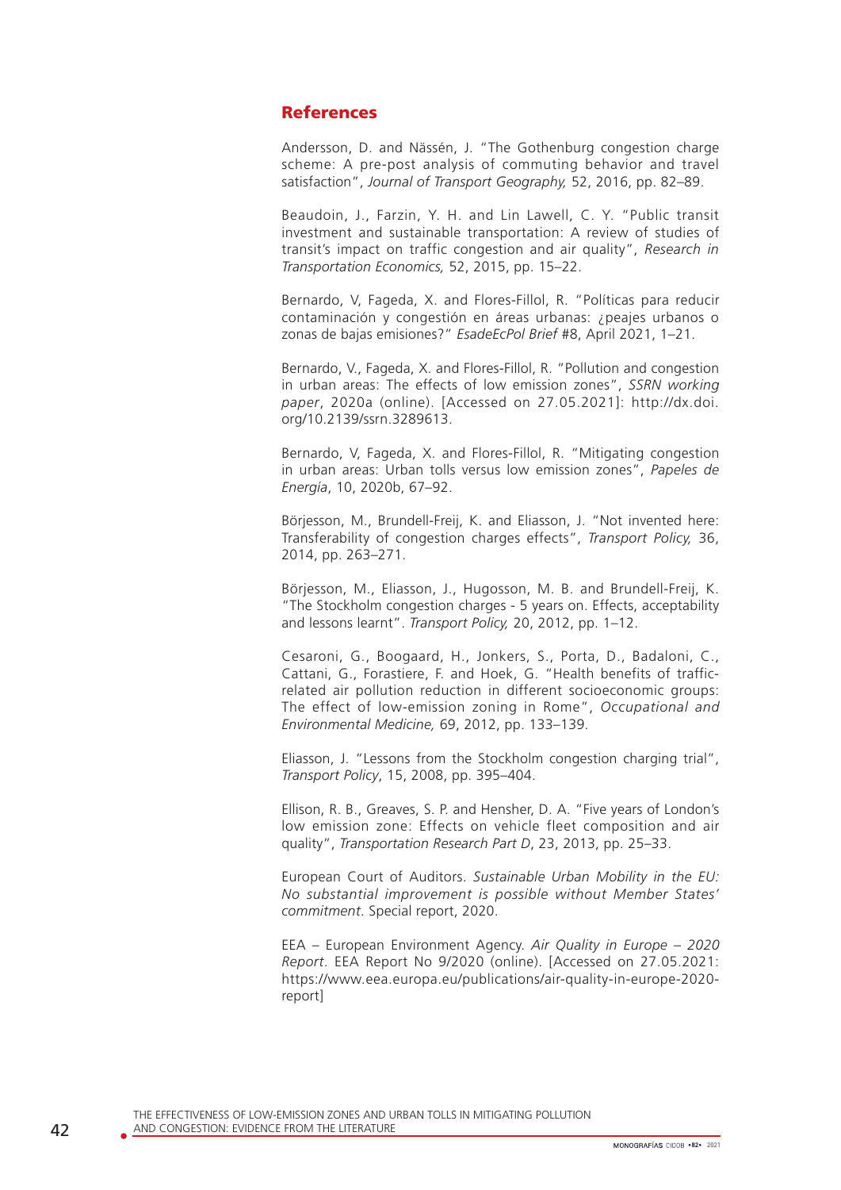## References

Andersson, D. and Nässén, J. "The Gothenburg congestion charge scheme: A pre-post analysis of commuting behavior and travel satisfaction", *Journal of Transport Geography,* 52, 2016, pp. 82–89.

Beaudoin, J., Farzin, Y. H. and Lin Lawell, C. Y. "Public transit investment and sustainable transportation: A review of studies of transit's impact on traffic congestion and air quality", *Research in Transportation Economics,* 52, 2015, pp. 15–22.

Bernardo, V, Fageda, X. and Flores-Fillol, R. "Políticas para reducir contaminación y congestión en áreas urbanas: ¿peajes urbanos o zonas de bajas emisiones?" *EsadeEcPol Brief* #8, April 2021, 1–21.

Bernardo, V., Fageda, X. and Flores-Fillol, R. "Pollution and congestion in urban areas: The effects of low emission zones", *SSRN working paper*, 2020a (online). [Accessed on 27.05.2021]: http://dx.doi.org/10.2139/ssrn.3289613.

Bernardo, V, Fageda, X. and Flores-Fillol, R. "Mitigating congestion in urban areas: Urban tolls versus low emission zones", *Papeles de Energía*, 10, 2020b, 67–92.

Börjesson, M., Brundell-Freij, K. and Eliasson, J. "Not invented here: Transferability of congestion charges effects", *Transport Policy,* 36, 2014, pp. 263–271.

Börjesson, M., Eliasson, J., Hugosson, M. B. and Brundell-Freij, K. "The Stockholm congestion charges - 5 years on. Effects, acceptability and lessons learnt". *Transport Policy,* 20, 2012, pp. 1–12.

Cesaroni, G., Boogaard, H., Jonkers, S., Porta, D., Badaloni, C., Cattani, G., Forastiere, F. and Hoek, G. "Health benefits of traffic-related air pollution reduction in different socioeconomic groups: The effect of low-emission zoning in Rome", *Occupational and Environmental Medicine,* 69, 2012, pp. 133–139.

Eliasson, J. "Lessons from the Stockholm congestion charging trial", *Transport Policy*, 15, 2008, pp. 395–404.

Ellison, R. B., Greaves, S. P. and Hensher, D. A. "Five years of London's low emission zone: Effects on vehicle fleet composition and air quality", *Transportation Research Part D*, 23, 2013, pp. 25–33.

European Court of Auditors. *Sustainable Urban Mobility in the EU: No substantial improvement is possible without Member States' commitment*. Special report, 2020.

EEA – European Environment Agency. *Air Quality in Europe – 2020 Report*. EEA Report No 9/2020 (online). [Accessed on 27.05.2021: https://www.eea.europa.eu/publications/air-quality-in-europe-2020-report]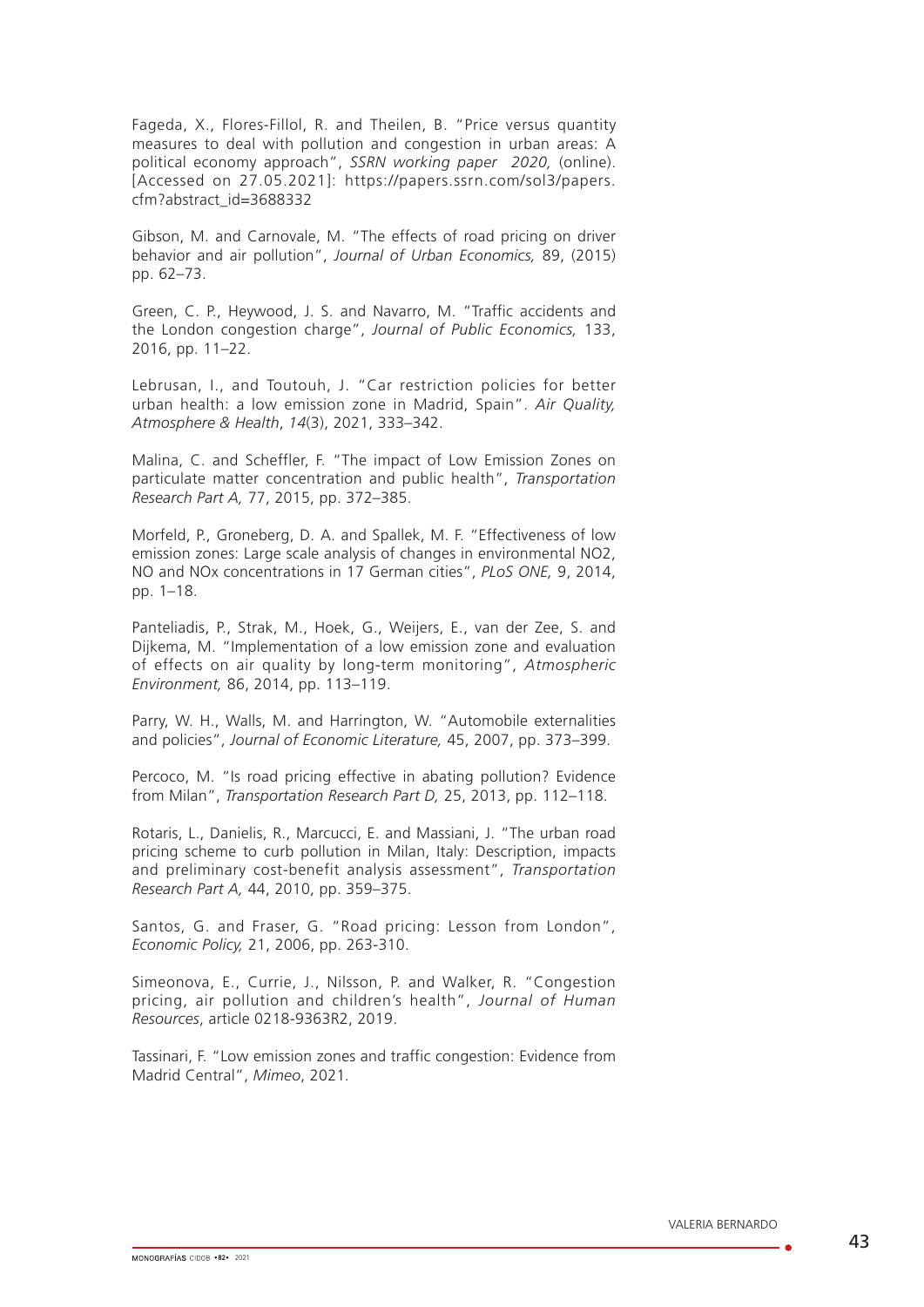Fageda, X., Flores-Fillol, R. and Theilen, B. "Price versus quantity measures to deal with pollution and congestion in urban areas: A political economy approach", *SSRN working paper 2020,* (online). [Accessed on 27.05.2021]: https://papers.ssrn.com/sol3/papers.cfm?abstract_id=3688332

Gibson, M. and Carnovale, M. "The effects of road pricing on driver behavior and air pollution", *Journal of Urban Economics,* 89, (2015) pp. 62–73.

Green, C. P., Heywood, J. S. and Navarro, M. "Traffic accidents and the London congestion charge", *Journal of Public Economics,* 133, 2016, pp. 11–22.

Lebrusan, I., and Toutouh, J. "Car restriction policies for better urban health: a low emission zone in Madrid, Spain". *Air Quality, Atmosphere & Health*, *14*(3), 2021, 333–342.

Malina, C. and Scheffler, F. "The impact of Low Emission Zones on particulate matter concentration and public health", *Transportation Research Part A,* 77, 2015, pp. 372–385.

Morfeld, P., Groneberg, D. A. and Spallek, M. F. "Effectiveness of low emission zones: Large scale analysis of changes in environmental NO2, NO and NOx concentrations in 17 German cities", *PLoS ONE,* 9, 2014, pp. 1–18.

Panteliadis, P., Strak, M., Hoek, G., Weijers, E., van der Zee, S. and Dijkema, M. "Implementation of a low emission zone and evaluation of effects on air quality by long-term monitoring", *Atmospheric Environment,* 86, 2014, pp. 113–119.

Parry, W. H., Walls, M. and Harrington, W. "Automobile externalities and policies", *Journal of Economic Literature,* 45, 2007, pp. 373–399.

Percoco, M. "Is road pricing effective in abating pollution? Evidence from Milan", *Transportation Research Part D,* 25, 2013, pp. 112–118.

Rotaris, L., Danielis, R., Marcucci, E. and Massiani, J. "The urban road pricing scheme to curb pollution in Milan, Italy: Description, impacts and preliminary cost-benefit analysis assessment", *Transportation Research Part A,* 44, 2010, pp. 359–375.

Santos, G. and Fraser, G. "Road pricing: Lesson from London", *Economic Policy,* 21, 2006, pp. 263-310.

Simeonova, E., Currie, J., Nilsson, P. and Walker, R. "Congestion pricing, air pollution and children's health", *Journal of Human Resources*, article 0218-9363R2, 2019.

Tassinari, F. "Low emission zones and traffic congestion: Evidence from Madrid Central", *Mimeo*, 2021.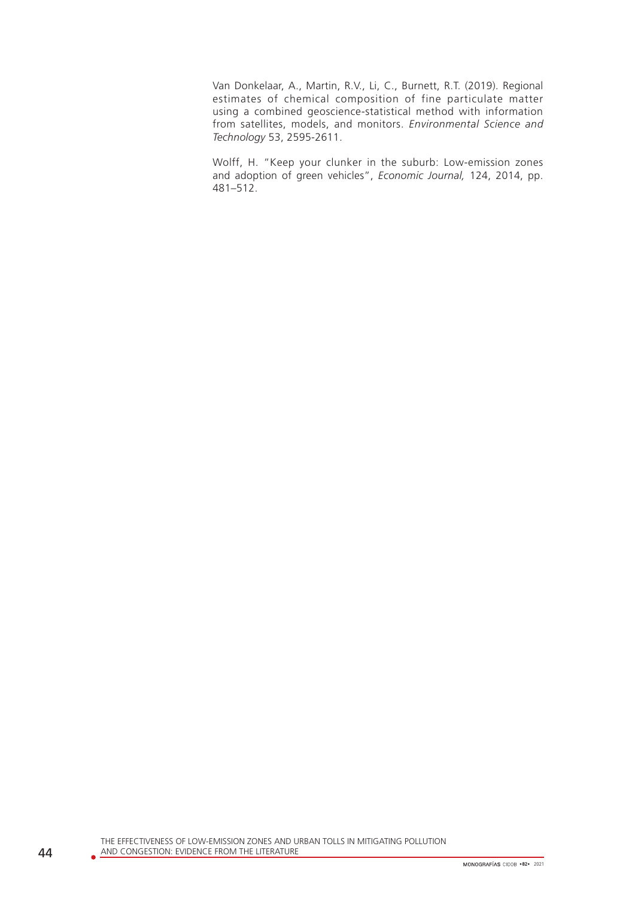Van Donkelaar, A., Martin, R.V., Li, C., Burnett, R.T. (2019). Regional estimates of chemical composition of fine particulate matter using a combined geoscience-statistical method with information from satellites, models, and monitors. *Environmental Science and Technology* 53, 2595-2611.

Wolff, H. "Keep your clunker in the suburb: Low-emission zones and adoption of green vehicles", *Economic Journal,* 124, 2014, pp. 481–512.